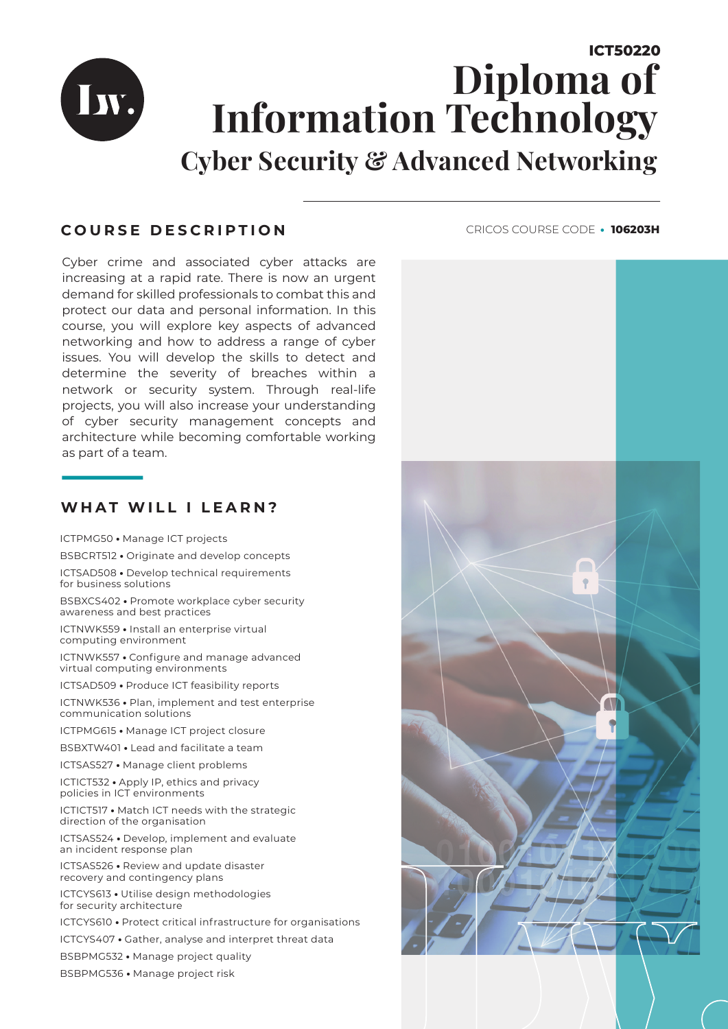**ICT50220**

# Diploma of Information Technology

## Cyber Security & Advanced Networking

CRICOS COURSE CODE • **106203H**

## COURSE DESCRIPTION

Cyber crime and associated cyber attacks are increasing at a rapid rate. There is now an urgent demand for skilled professionals to combat this and protect our data and personal information. In this course, you will explore key aspects of advanced networking and how to address a range of cyber issues. You will develop the skills to detect and determine the severity of breaches within a network or security system. Through real-life projects, you will also increase your understanding of cyber security management concepts and architecture while becoming comfortable working as part of a team.

## WHAT WILL I LEARN?

- ICTPMG50 • Manage ICT projects
- BSBCRT512 • Originate and develop concepts
- ICTSAD508 • Develop technical requirements for business solutions
- BSBXCS402 • Promote workplace cyber security awareness and best practices
- ICTNWK559 • Install an enterprise virtual computing environment
- ICTNWK557 • Configure and manage advanced virtual computing environments
- ICTSAD509 • Produce ICT feasibility reports
- ICTNWK536 • Plan, implement and test enterprise communication solutions
- ICTPMG615 • Manage ICT project closure
- BSBXTW401 • Lead and facilitate a team
- ICTSAS527 • Manage client problems
- ICTICT532 • Apply IP, ethics and privacy policies in ICT environments
- ICTICT517 • Match ICT needs with the strategic direction of the organisation
- ICTSAS524 • Develop, implement and evaluate an incident response plan
- ICTSAS526 • Review and update disaster recovery and contingency plans
- ICTCYS613 • Utilise design methodologies for security architecture
- ICTCYS610 • Protect critical infrastructure for organisations
- ICTCYS407 • Gather, analyse and interpret threat data
- BSBPMG532 • Manage project quality
- BSBPMG536 • Manage project risk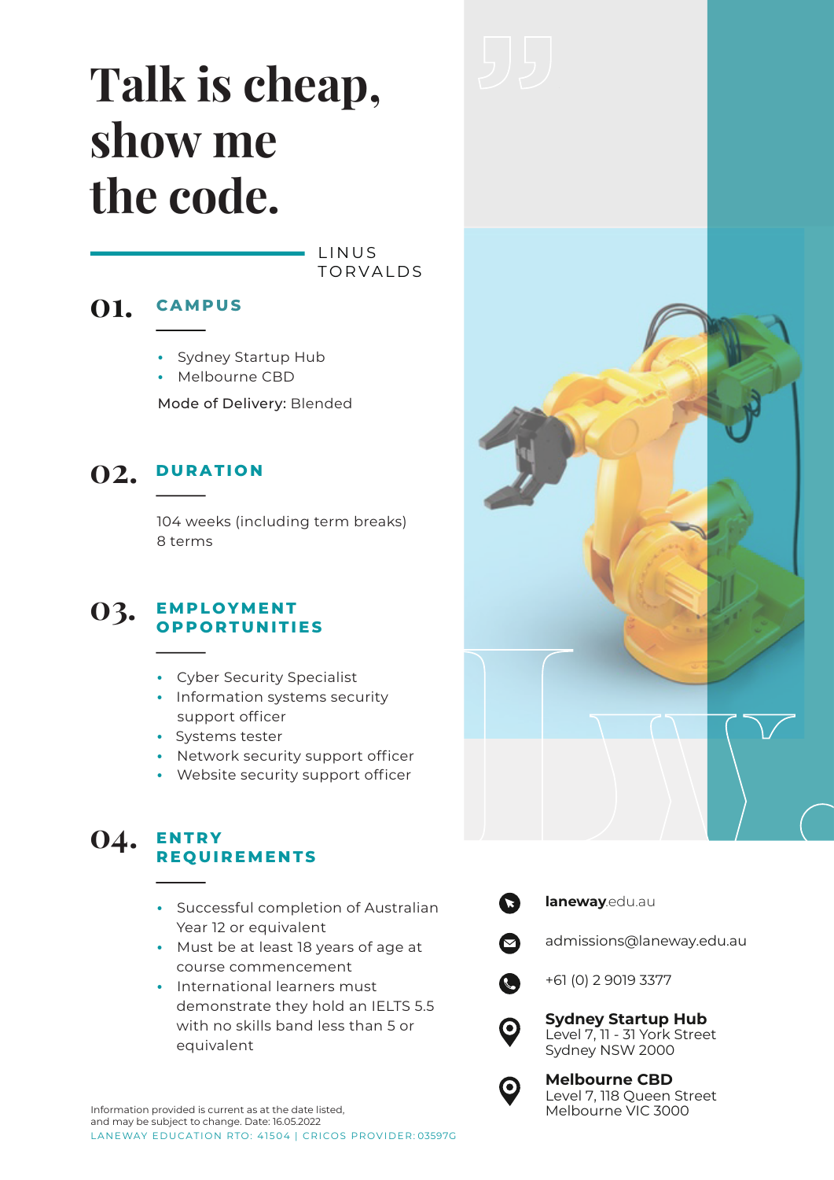# Talk is cheap, show me the code.

LINUS TORVALDS

## 01. CAMPUS

- Sydney Startup Hub
- Melbourne CBD

Mode of Delivery: Blended

## 02. DURATION

104 weeks (including term breaks)
8 terms

## 03. EMPLOYMENT OPPORTUNITIES

- Cyber Security Specialist
- Information systems security support officer
- Systems tester
- Network security support officer
- Website security support officer

## 04. ENTRY REQUIREMENTS

- Successful completion of Australian Year 12 or equivalent
- Must be at least 18 years of age at course commencement
- International learners must demonstrate they hold an IELTS 5.5 with no skills band less than 5 or equivalent

**laneway**.edu.au

admissions@laneway.edu.au

+61 (0) 2 9019 3377

**Sydney Startup Hub**
Level 7, 11 - 31 York Street
Sydney NSW 2000

**Melbourne CBD**
Level 7, 118 Queen Street
Melbourne VIC 3000

Information provided is current as at the date listed, and may be subject to change. Date: 16.05.2022
LANEWAY EDUCATION RTO: 41504 | CRICOS PROVIDER: 03597G